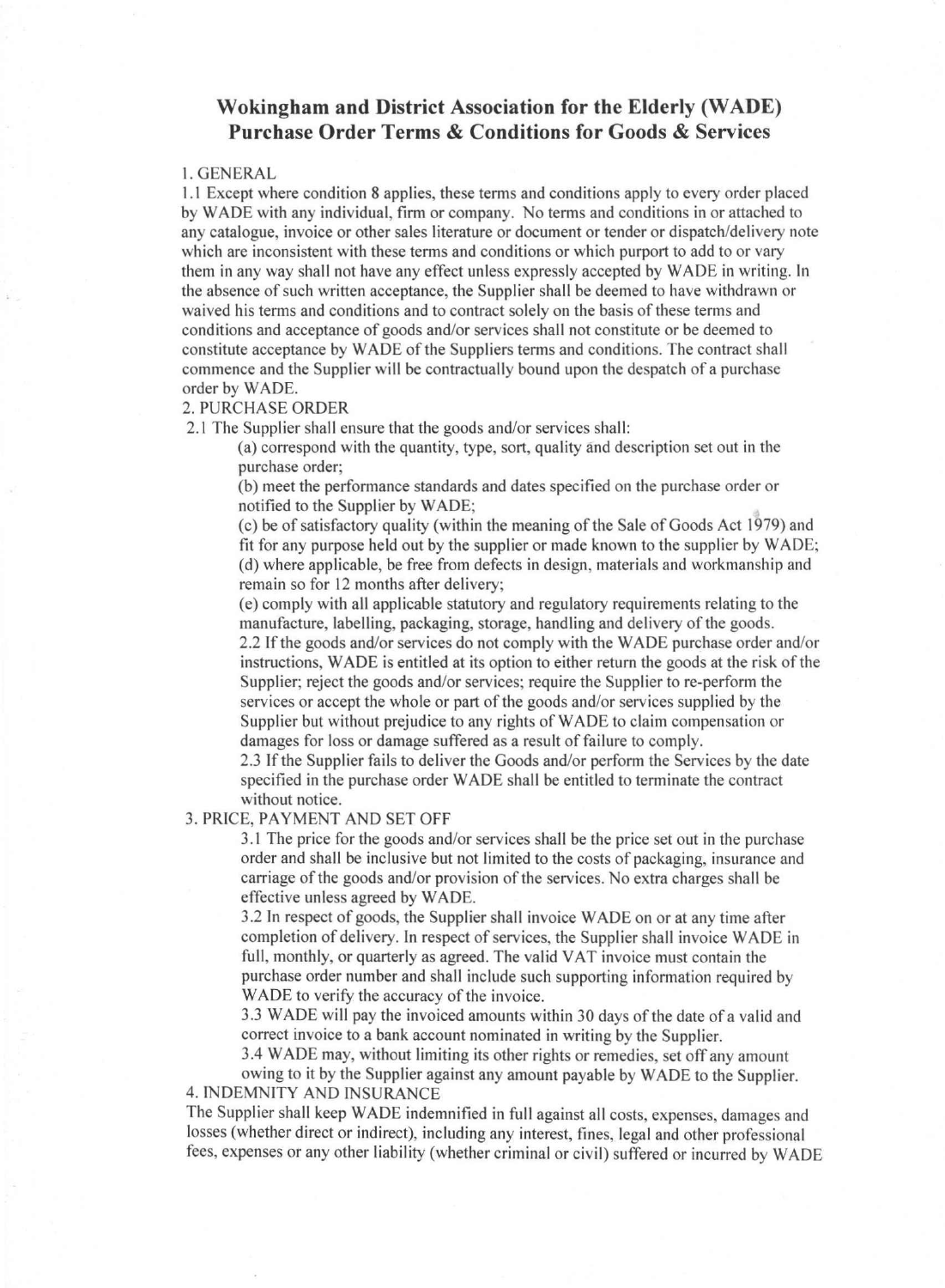# Wokingham and District Association for the Elderly (WADE) Purchase Order Terms & Conditions for Goods & Services

1. GENERAL

1.1 Except where condition 8 applies, these terms and conditions apply to every order placed by WADE with any individual, firm or company. No terms and conditions in or attached to any catalogue, invoice or other sales literature or document or tender or dispatch/delivery note which are inconsistent with these terms and conditions or which purport to add to or vary them in any way shall not have any effect unless expressly accepted by WADE in writing. In the absence of such written acceptance, the Supplier shall be deemed to have withdrawn or waived his terms and conditions and to contract solely on the basis of these terms and conditions and acceptance of goods and/or services shall not constitute or be deemed to constitute acceptance by WADE of the Suppliers terms and conditions. The contract shall commence and the Supplier will be contractually bound upon the despatch of a purchase order by WADE.

2. PURCHASE ORDER

2.1 The Supplier shall ensure that the goods and/or services shall:

(a) correspond with the quantity, type, sort, quality and description set out in the purchase order;

(b) meet the performance standards and dates specified on the purchase order or notified to the Supplier by WADE;

(c) be of satisfactory quality (within the meaning of the Sale of Goods Act 1979) and fit for any purpose held out by the supplier or made known to the supplier by WADE;

(d) where applicable, be free from defects in design, materials and workmanship and remain so for 12 months after delivery;

(e) comply with all applicable statutory and regulatory requirements relating to the manufacture, labelling, packaging, storage, handling and delivery of the goods.

2.2 If the goods and/or services do not comply with the WADE purchase order and/or instructions, WADE is entitled at its option to either return the goods at the risk of the Supplier; reject the goods and/or services; require the Supplier to re-perform the services or accept the whole or part of the goods and/or services supplied by the Supplier but without prejudice to any rights of WADE to claim compensation or damages for loss or damage suffered as a result of failure to comply.

2.3 If the Supplier fails to deliver the Goods and/or perform the Services by the date specified in the purchase order WADE shall be entitled to terminate the contract without notice.

3. PRICE, PAYMENT AND SET OFF

3.1 The price for the goods and/or services shall be the price set out in the purchase order and shall be inclusive but not limited to the costs of packaging, insurance and carriage of the goods and/or provision of the services. No extra charges shall be effective unless agreed by WADE.

3.2 In respect of goods, the Supplier shall invoice WADE on or at any time after completion of delivery. In respect of services, the Supplier shall invoice WADE in full, monthly, or quarterly as agreed. The valid VAT invoice must contain the purchase order number and shall include such supporting information required by WADE to verify the accuracy of the invoice.

3.3 WADE will pay the invoiced amounts within 30 days of the date of a valid and correct invoice to a bank account nominated in writing by the Supplier.

3.4 WADE may, without limiting its other rights or remedies, set off any amount owing to it by the Supplier against any amount payable by WADE to the Supplier.

4. INDEMNITY AND INSURANCE

The Supplier shall keep WADE indemnified in full against all costs, expenses, damages and losses (whether direct or indirect), including any interest, fines, legal and other professional fees, expenses or any other liability (whether criminal or civil) suffered or incurred by WADE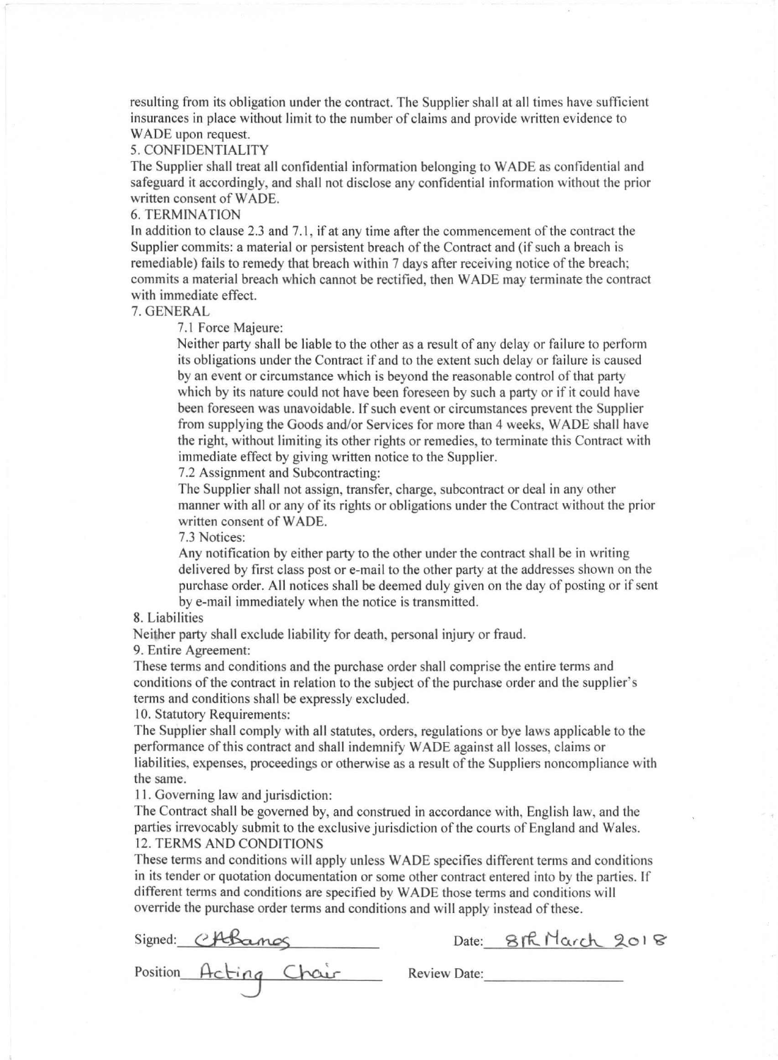resulting from its obligation under the contract. The Supplier shall at all times have sufficient insurances in place without limit to the number of claims and provide written evidence to WADE upon request.

5. CONFIDENTIALITY

The Supplier shall treat all confidential information belonging to WADE as confidential and safeguard it accordingly, and shall not disclose any confidential information without the prior written consent of WADE.

6. TERMINATION

In addition to clause 2.3 and 7.1, if at any time after the commencement of the contract the Supplier commits: a material or persistent breach of the Contract and (if such a breach is remediable) fails to remedy that breach within 7 days after receiving notice of the breach; commits a material breach which cannot be rectified, then WADE may terminate the contract with immediate effect.

7. GENERAL

7.1 Force Majeure:

Neither party shall be liable to the other as a result of any delay or failure to perform its obligations under the Contract if and to the extent such delay or failure is caused by an event or circumstance which is beyond the reasonable control of that party which by its nature could not have been foreseen by such a party or if it could have been foreseen was unavoidable. If such event or circumstances prevent the Supplier from supplying the Goods and/or Services for more than 4 weeks, WADE shall have the right, without limiting its other rights or remedies, to terminate this Contract with immediate effect by giving written notice to the Supplier.

7.2 Assignment and Subcontracting:

The Supplier shall not assign, transfer, charge, subcontract or deal in any other manner with all or any of its rights or obligations under the Contract without the prior written consent of WADE.

7.3 Notices:

Any notification by either party to the other under the contract shall be in writing delivered by first class post or e-mail to the other party at the addresses shown on the purchase order. All notices shall be deemed duly given on the day of posting or if sent by e-mail immediately when the notice is transmitted.

8. Liabilities

Neither party shall exclude liability for death, personal injury or fraud.

9. Entire Agreement:

These terms and conditions and the purchase order shall comprise the entire terms and conditions of the contract in relation to the subject of the purchase order and the supplier's terms and conditions shall be expressly excluded.

10. Statutory Requirements:

The Supplier shall comply with all statutes, orders, regulations or bye laws applicable to the performance of this contract and shall indemnify WADE against all losses, claims or liabilities, expenses, proceedings or otherwise as a result of the Suppliers noncompliance with the same.

11. Governing law and jurisdiction:

The Contract shall be governed by, and construed in accordance with, English law, and the parties irrevocably submit to the exclusive jurisdiction of the courts of England and Wales.

12. TERMS AND CONDITIONS

These terms and conditions will apply unless WADE specifies different terms and conditions in its tender or quotation documentation or some other contract entered into by the parties. If different terms and conditions are specified by WADE those terms and conditions will override the purchase order terms and conditions and will apply instead of these.

Signed: CAbamos Date: 8th March 2018

Position: Acting Chair Review Date: